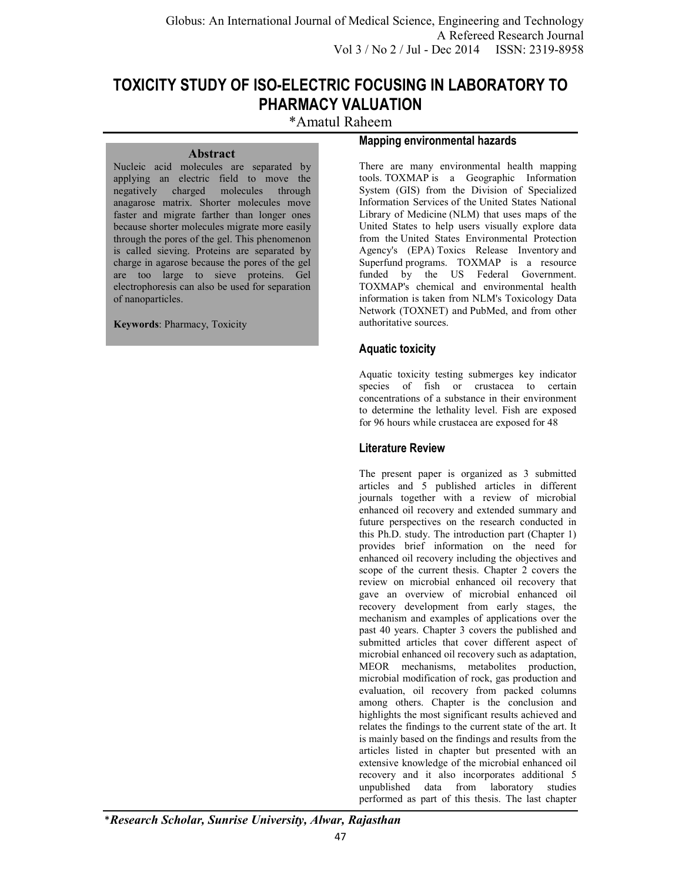# TOXICITY STUDY OF ISO-ELECTRIC FOCUSING IN LABORATORY TO PHARMACY VALUATION

*Amatul Raheem

## Abstract

Nucleic acid molecules are separated by applying an electric field to move the negatively charged molecules through anagarose matrix. Shorter molecules move faster and migrate farther than longer ones because shorter molecules migrate more easily through the pores of the gel. This phenomenon is called sieving. Proteins are separated by charge in agarose because the pores of the gel are too large to sieve proteins. Gel electrophoresis can also be used for separation of nanoparticles.

**Keywords**: Pharmacy, Toxicity

## Mapping environmental hazards

There are many environmental health mapping tools. TOXMAP is a Geographic Information System (GIS) from the Division of Specialized Information Services of the United States National Library of Medicine (NLM) that uses maps of the United States to help users visually explore data from the United States Environmental Protection Agency's (EPA) Toxics Release Inventory and Superfund programs. TOXMAP is a resource funded by the US Federal Government. TOXMAP's chemical and environmental health information is taken from NLM's Toxicology Data Network (TOXNET) and PubMed, and from other authoritative sources.

## Aquatic toxicity

Aquatic toxicity testing submerges key indicator species of fish or crustacea to certain concentrations of a substance in their environment to determine the lethality level. Fish are exposed for 96 hours while crustacea are exposed for 48

## Literature Review

The present paper is organized as 3 submitted articles and 5 published articles in different journals together with a review of microbial enhanced oil recovery and extended summary and future perspectives on the research conducted in this Ph.D. study. The introduction part (Chapter 1) provides brief information on the need for enhanced oil recovery including the objectives and scope of the current thesis. Chapter 2 covers the review on microbial enhanced oil recovery that gave an overview of microbial enhanced oil recovery development from early stages, the mechanism and examples of applications over the past 40 years. Chapter 3 covers the published and submitted articles that cover different aspect of microbial enhanced oil recovery such as adaptation, MEOR mechanisms, metabolites production, microbial modification of rock, gas production and evaluation, oil recovery from packed columns among others. Chapter is the conclusion and highlights the most significant results achieved and relates the findings to the current state of the art. It is mainly based on the findings and results from the articles listed in chapter but presented with an extensive knowledge of the microbial enhanced oil recovery and it also incorporates additional 5 unpublished data from laboratory studies performed as part of this thesis. The last chapter

*_**Research Scholar, Sunrise University, Alwar, Rajasthan**_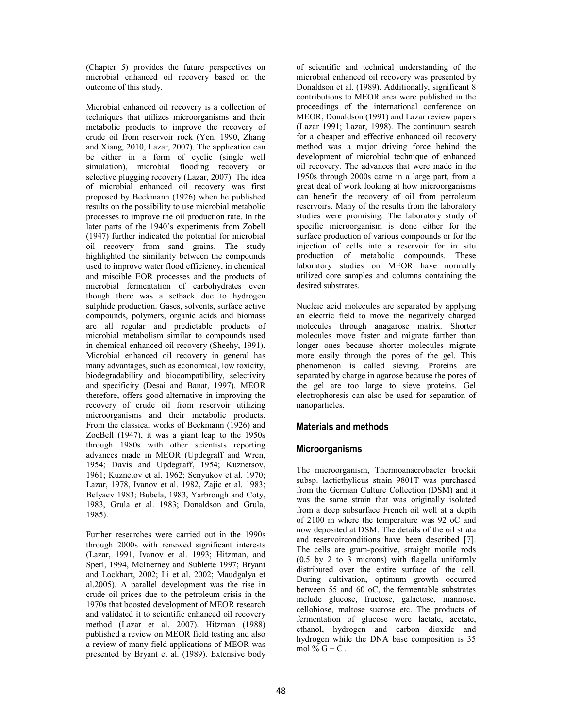(Chapter 5) provides the future perspectives on microbial enhanced oil recovery based on the outcome of this study.

Microbial enhanced oil recovery is a collection of techniques that utilizes microorganisms and their metabolic products to improve the recovery of crude oil from reservoir rock (Yen, 1990, Zhang and Xiang, 2010, Lazar, 2007). The application can be either in a form of cyclic (single well simulation), microbial flooding recovery or selective plugging recovery (Lazar, 2007). The idea of microbial enhanced oil recovery was first proposed by Beckmann (1926) when he published results on the possibility to use microbial metabolic processes to improve the oil production rate. In the later parts of the 1940's experiments from Zobell (1947) further indicated the potential for microbial oil recovery from sand grains. The study highlighted the similarity between the compounds used to improve water flood efficiency, in chemical and miscible EOR processes and the products of microbial fermentation of carbohydrates even though there was a setback due to hydrogen sulphide production. Gases, solvents, surface active compounds, polymers, organic acids and biomass are all regular and predictable products of microbial metabolism similar to compounds used in chemical enhanced oil recovery (Sheehy, 1991). Microbial enhanced oil recovery in general has many advantages, such as economical, low toxicity, biodegradability and biocompatibility, selectivity and specificity (Desai and Banat, 1997). MEOR therefore, offers good alternative in improving the recovery of crude oil from reservoir utilizing microorganisms and their metabolic products. From the classical works of Beckmann (1926) and ZoeBell (1947), it was a giant leap to the 1950s through 1980s with other scientists reporting advances made in MEOR (Updegraff and Wren, 1954; Davis and Updegraff, 1954; Kuznetsov, 1961; Kuznetov et al. 1962; Senyukov et al. 1970; Lazar, 1978, Ivanov et al. 1982, Zajic et al. 1983; Belyaev 1983; Bubela, 1983, Yarbrough and Coty, 1983, Grula et al. 1983; Donaldson and Grula, 1985).

Further researches were carried out in the 1990s through 2000s with renewed significant interests (Lazar, 1991, Ivanov et al. 1993; Hitzman, and Sperl, 1994, McInerney and Sublette 1997; Bryant and Lockhart, 2002; Li et al. 2002; Maudgalya et al.2005). A parallel development was the rise in crude oil prices due to the petroleum crisis in the 1970s that boosted development of MEOR research and validated it to scientific enhanced oil recovery method (Lazar et al. 2007). Hitzman (1988) published a review on MEOR field testing and also a review of many field applications of MEOR was presented by Bryant et al. (1989). Extensive body of scientific and technical understanding of the microbial enhanced oil recovery was presented by Donaldson et al. (1989). Additionally, significant 8 contributions to MEOR area were published in the proceedings of the international conference on MEOR, Donaldson (1991) and Lazar review papers (Lazar 1991; Lazar, 1998). The continuum search for a cheaper and effective enhanced oil recovery method was a major driving force behind the development of microbial technique of enhanced oil recovery. The advances that were made in the 1950s through 2000s came in a large part, from a great deal of work looking at how microorganisms can benefit the recovery of oil from petroleum reservoirs. Many of the results from the laboratory studies were promising. The laboratory study of specific microorganism is done either for the surface production of various compounds or for the injection of cells into a reservoir for in situ production of metabolic compounds. These laboratory studies on MEOR have normally utilized core samples and columns containing the desired substrates.

Nucleic acid molecules are separated by applying an electric field to move the negatively charged molecules through anagarose matrix. Shorter molecules move faster and migrate farther than longer ones because shorter molecules migrate more easily through the pores of the gel. This phenomenon is called sieving. Proteins are separated by charge in agarose because the pores of the gel are too large to sieve proteins. Gel electrophoresis can also be used for separation of nanoparticles.

## Materials and methods

### Microorganisms

The microorganism, Thermoanaerobacter brockii subsp. lactiethylicus strain 9801T was purchased from the German Culture Collection (DSM) and it was the same strain that was originally isolated from a deep subsurface French oil well at a depth of 2100 m where the temperature was 92 oC and now deposited at DSM. The details of the oil strata and reservoirconditions have been described [7]. The cells are gram-positive, straight motile rods (0.5 by 2 to 3 microns) with flagella uniformly distributed over the entire surface of the cell. During cultivation, optimum growth occurred between 55 and 60 oC, the fermentable substrates include glucose, fructose, galactose, mannose, cellobiose, maltose sucrose etc. The products of fermentation of glucose were lactate, acetate, ethanol, hydrogen and carbon dioxide and hydrogen while the DNA base composition is 35 mol % G + C .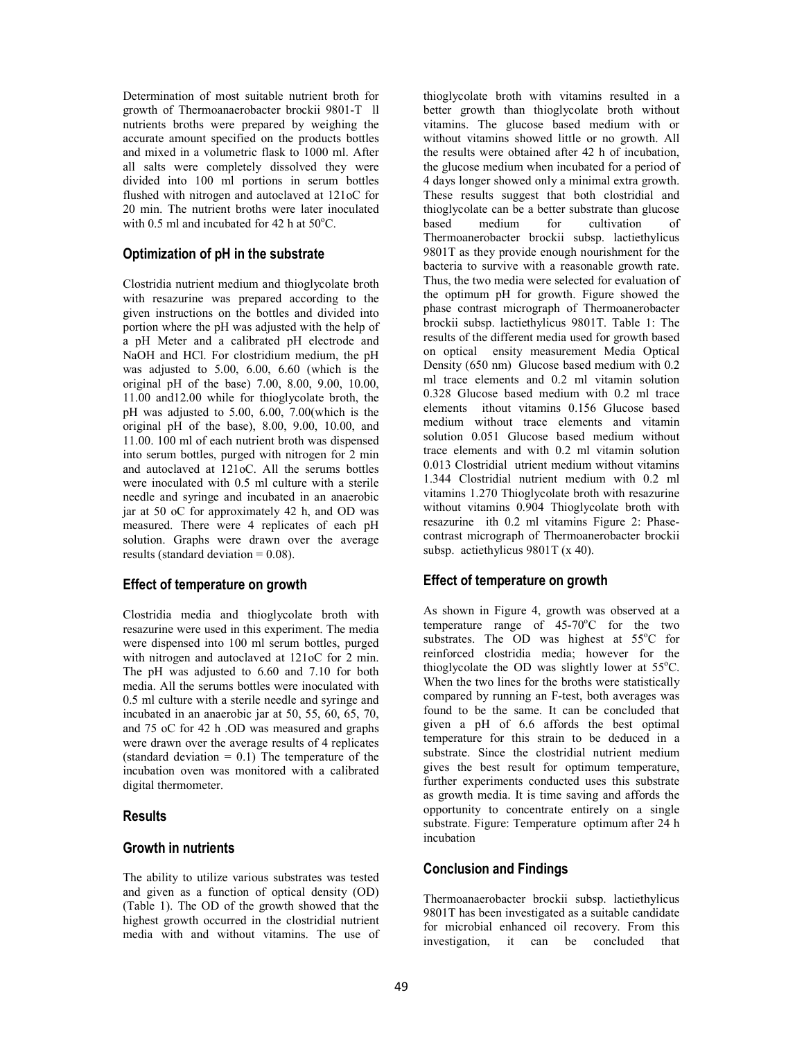Determination of most suitable nutrient broth for growth of Thermoanaerobacter brockii 9801-T ll nutrients broths were prepared by weighing the accurate amount specified on the products bottles and mixed in a volumetric flask to 1000 ml. After all salts were completely dissolved they were divided into 100 ml portions in serum bottles flushed with nitrogen and autoclaved at 121oC for 20 min. The nutrient broths were later inoculated with 0.5 ml and incubated for 42 h at 50°C.

## Optimization of pH in the substrate

Clostridia nutrient medium and thioglycolate broth with resazurine was prepared according to the given instructions on the bottles and divided into portion where the pH was adjusted with the help of a pH Meter and a calibrated pH electrode and NaOH and HCl. For clostridium medium, the pH was adjusted to 5.00, 6.00, 6.60 (which is the original pH of the base) 7.00, 8.00, 9.00, 10.00, 11.00 and12.00 while for thioglycolate broth, the pH was adjusted to 5.00, 6.00, 7.00(which is the original pH of the base), 8.00, 9.00, 10.00, and 11.00. 100 ml of each nutrient broth was dispensed into serum bottles, purged with nitrogen for 2 min and autoclaved at 121oC. All the serums bottles were inoculated with 0.5 ml culture with a sterile needle and syringe and incubated in an anaerobic jar at 50 oC for approximately 42 h, and OD was measured. There were 4 replicates of each pH solution. Graphs were drawn over the average results (standard deviation = 0.08).

## Effect of temperature on growth

Clostridia media and thioglycolate broth with resazurine were used in this experiment. The media were dispensed into 100 ml serum bottles, purged with nitrogen and autoclaved at 121oC for 2 min. The pH was adjusted to 6.60 and 7.10 for both media. All the serums bottles were inoculated with 0.5 ml culture with a sterile needle and syringe and incubated in an anaerobic jar at 50, 55, 60, 65, 70, and 75 oC for 42 h .OD was measured and graphs were drawn over the average results of 4 replicates (standard deviation = 0.1) The temperature of the incubation oven was monitored with a calibrated digital thermometer.

## Results

## Growth in nutrients

The ability to utilize various substrates was tested and given as a function of optical density (OD) (Table 1). The OD of the growth showed that the highest growth occurred in the clostridial nutrient media with and without vitamins. The use of thioglycolate broth with vitamins resulted in a better growth than thioglycolate broth without vitamins. The glucose based medium with or without vitamins showed little or no growth. All the results were obtained after 42 h of incubation, the glucose medium when incubated for a period of 4 days longer showed only a minimal extra growth. These results suggest that both clostridial and thioglycolate can be a better substrate than glucose based medium for cultivation of Thermoanaerobacter brockii subsp. lactiethylicus 9801T as they provide enough nourishment for the bacteria to survive with a reasonable growth rate. Thus, the two media were selected for evaluation of the optimum pH for growth. Figure showed the phase contrast micrograph of Thermoanerobacter brockii subsp. lactiethylicus 9801T. Table 1: The results of the different media used for growth based on optical ensity measurement Media Optical Density (650 nm) Glucose based medium with 0.2 ml trace elements and 0.2 ml vitamin solution 0.328 Glucose based medium with 0.2 ml trace elements ithout vitamins 0.156 Glucose based medium without trace elements and vitamin solution 0.051 Glucose based medium without trace elements and with 0.2 ml vitamin solution 0.013 Clostridial utrient medium without vitamins 1.344 Clostridial nutrient medium with 0.2 ml vitamins 1.270 Thioglycolate broth with resazurine without vitamins 0.904 Thioglycolate broth with resazurine ith 0.2 ml vitamins Figure 2: Phase-contrast micrograph of Thermoanerobacter brockii subsp. actiethylicus 9801T (x 40).

## Effect of temperature on growth

As shown in Figure 4, growth was observed at a temperature range of 45-70°C for the two substrates. The OD was highest at 55°C for reinforced clostridia media; however for the thioglycolate the OD was slightly lower at 55°C. When the two lines for the broths were statistically compared by running an F-test, both averages was found to be the same. It can be concluded that given a pH of 6.6 affords the best optimal temperature for this strain to be deduced in a substrate. Since the clostridial nutrient medium gives the best result for optimum temperature, further experiments conducted uses this substrate as growth media. It is time saving and affords the opportunity to concentrate entirely on a single substrate. Figure: Temperature optimum after 24 h incubation

## Conclusion and Findings

Thermoanaerobacter brockii subsp. lactiethylicus 9801T has been investigated as a suitable candidate for microbial enhanced oil recovery. From this investigation, it can be concluded that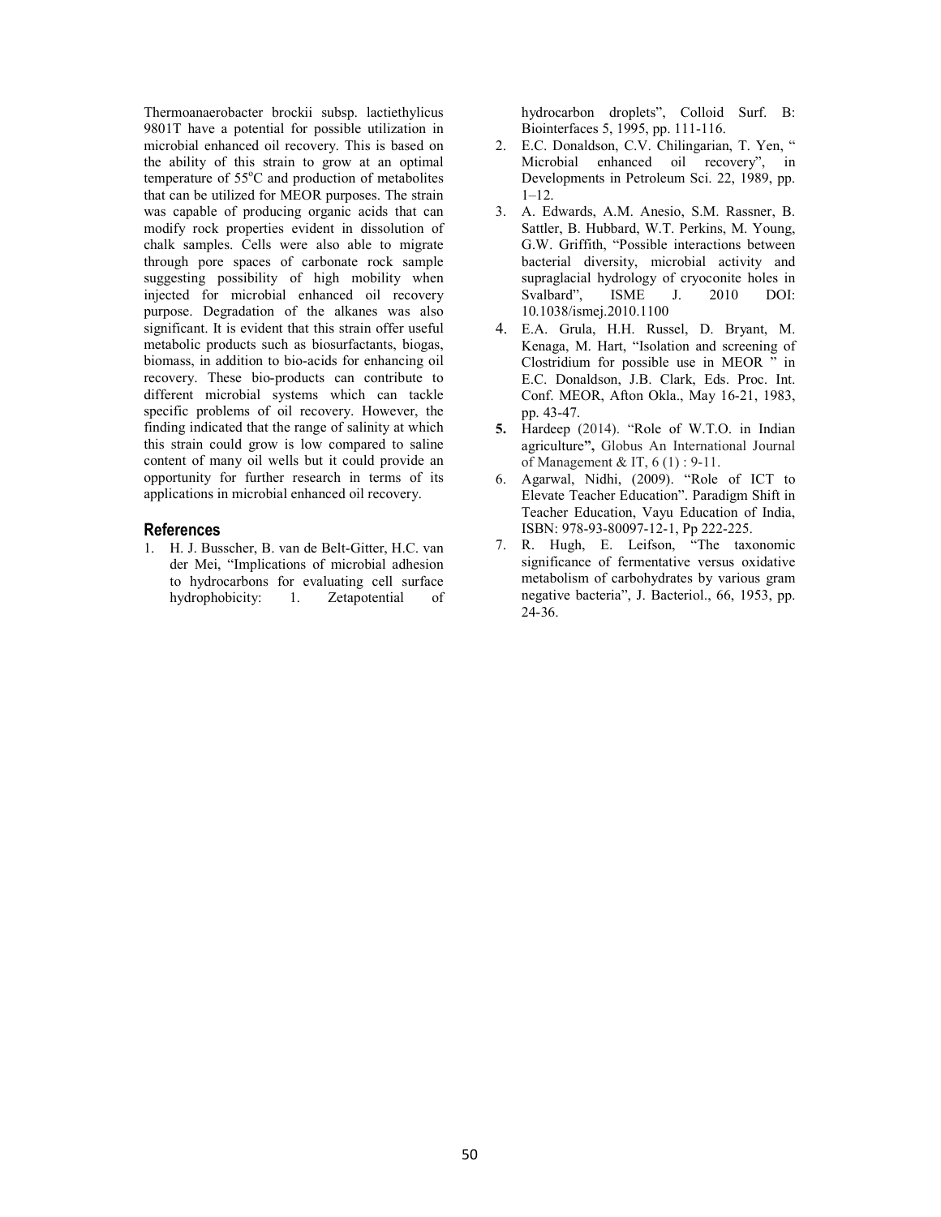Thermoanaerobacter brockii subsp. lactiethylicus 9801T have a potential for possible utilization in microbial enhanced oil recovery. This is based on the ability of this strain to grow at an optimal temperature of 55$^{o}$C and production of metabolites that can be utilized for MEOR purposes. The strain was capable of producing organic acids that can modify rock properties evident in dissolution of chalk samples. Cells were also able to migrate through pore spaces of carbonate rock sample suggesting possibility of high mobility when injected for microbial enhanced oil recovery purpose. Degradation of the alkanes was also significant. It is evident that this strain offer useful metabolic products such as biosurfactants, biogas, biomass, in addition to bio-acids for enhancing oil recovery. These bio-products can contribute to different microbial systems which can tackle specific problems of oil recovery. However, the finding indicated that the range of salinity at which this strain could grow is low compared to saline content of many oil wells but it could provide an opportunity for further research in terms of its applications in microbial enhanced oil recovery.

## References

1. H. J. Busscher, B. van de Belt-Gitter, H.C. van der Mei, "Implications of microbial adhesion to hydrocarbons for evaluating cell surface hydrophobicity: 1. Zetapotential of hydrocarbon droplets", Colloid Surf. B: Biointerfaces 5, 1995, pp. 111-116.
2. E.C. Donaldson, C.V. Chilingarian, T. Yen, " Microbial enhanced oil recovery", in Developments in Petroleum Sci. 22, 1989, pp. 1–12.
3. A. Edwards, A.M. Anesio, S.M. Rassner, B. Sattler, B. Hubbard, W.T. Perkins, M. Young, G.W. Griffith, "Possible interactions between bacterial diversity, microbial activity and supraglacial hydrology of cryoconite holes in Svalbard", ISME J. 2010 DOI: 10.1038/ismej.2010.1100
4. E.A. Grula, H.H. Russel, D. Bryant, M. Kenaga, M. Hart, "Isolation and screening of Clostridium for possible use in MEOR " in E.C. Donaldson, J.B. Clark, Eds. Proc. Int. Conf. MEOR, Afton Okla., May 16-21, 1983, pp. 43-47.
5. Hardeep (2014). "Role of W.T.O. in Indian agriculture", Globus An International Journal of Management & IT, 6 (1) : 9-11.
6. Agarwal, Nidhi, (2009). "Role of ICT to Elevate Teacher Education". Paradigm Shift in Teacher Education, Vayu Education of India, ISBN: 978-93-80097-12-1, Pp 222-225.
7. R. Hugh, E. Leifson, "The taxonomic significance of fermentative versus oxidative metabolism of carbohydrates by various gram negative bacteria", J. Bacteriol., 66, 1953, pp. 24-36.